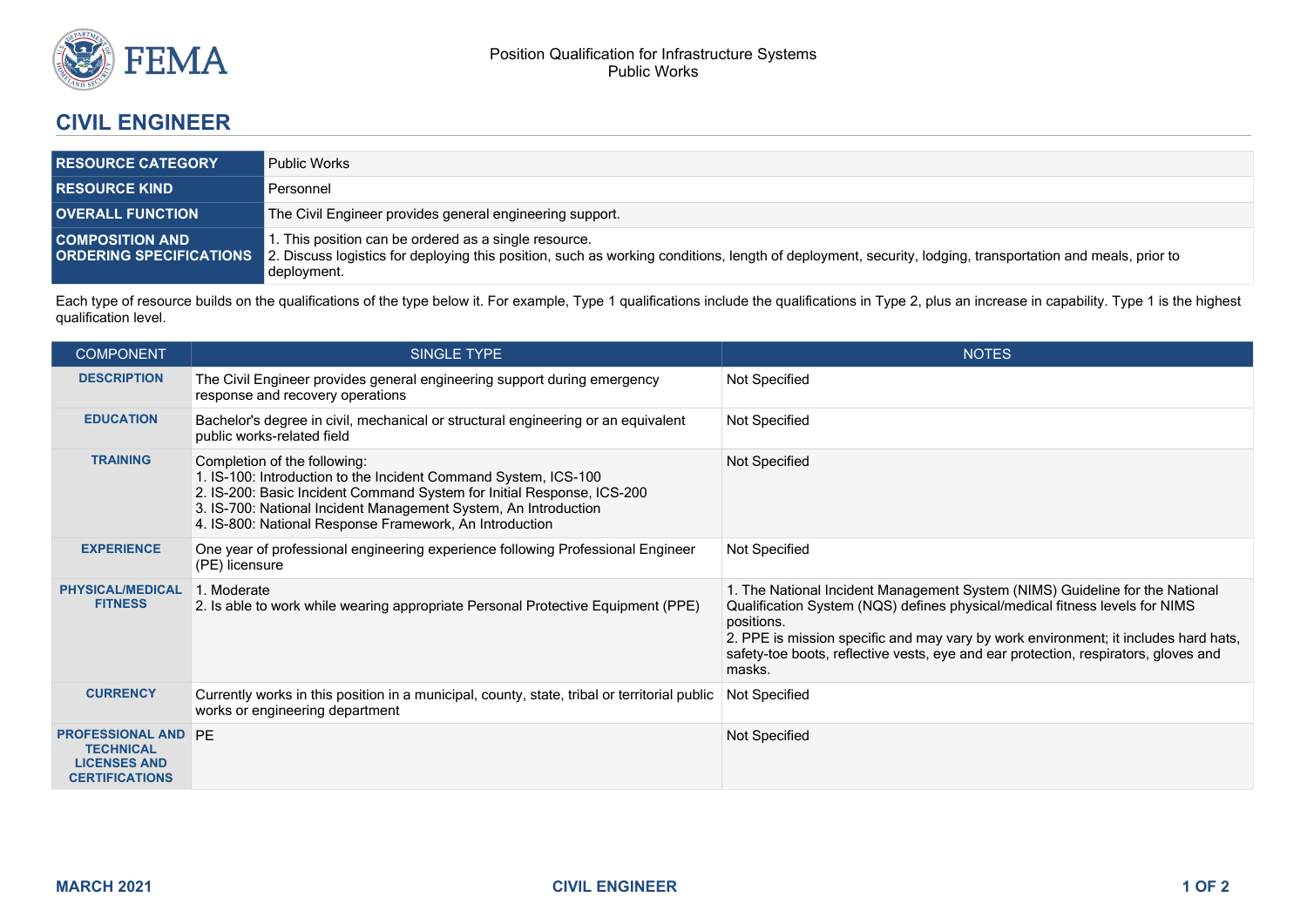Position Qualification for Infrastructure Systems
Public Works

# CIVIL ENGINEER

| | |
|---|---|
| **RESOURCE CATEGORY** | Public Works |
| **RESOURCE KIND** | Personnel |
| **OVERALL FUNCTION** | The Civil Engineer provides general engineering support. |
| **COMPOSITION AND ORDERING SPECIFICATIONS** | 1. This position can be ordered as a single resource.<br>2. Discuss logistics for deploying this position, such as working conditions, length of deployment, security, lodging, transportation and meals, prior to deployment. |

Each type of resource builds on the qualifications of the type below it. For example, Type 1 qualifications include the qualifications in Type 2, plus an increase in capability. Type 1 is the highest qualification level.

| COMPONENT | SINGLE TYPE | NOTES |
|---|---|---|
| **DESCRIPTION** | The Civil Engineer provides general engineering support during emergency response and recovery operations | Not Specified |
| **EDUCATION** | Bachelor's degree in civil, mechanical or structural engineering or an equivalent public works-related field | Not Specified |
| **TRAINING** | Completion of the following:<br>1. IS-100: Introduction to the Incident Command System, ICS-100<br>2. IS-200: Basic Incident Command System for Initial Response, ICS-200<br>3. IS-700: National Incident Management System, An Introduction<br>4. IS-800: National Response Framework, An Introduction | Not Specified |
| **EXPERIENCE** | One year of professional engineering experience following Professional Engineer (PE) licensure | Not Specified |
| **PHYSICAL/MEDICAL FITNESS** | 1. Moderate<br>2. Is able to work while wearing appropriate Personal Protective Equipment (PPE) | 1. The National Incident Management System (NIMS) Guideline for the National Qualification System (NQS) defines physical/medical fitness levels for NIMS positions.<br>2. PPE is mission specific and may vary by work environment; it includes hard hats, safety-toe boots, reflective vests, eye and ear protection, respirators, gloves and masks. |
| **CURRENCY** | Currently works in this position in a municipal, county, state, tribal or territorial public works or engineering department | Not Specified |
| **PROFESSIONAL AND TECHNICAL LICENSES AND CERTIFICATIONS** | PE | Not Specified |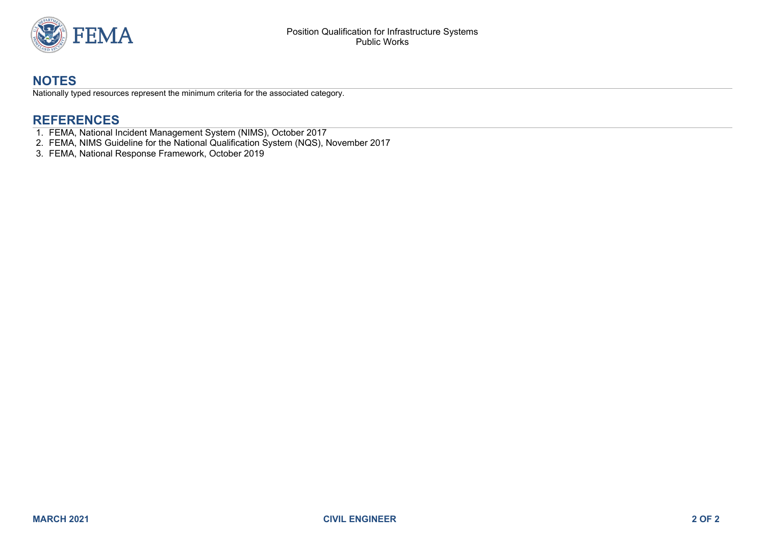## NOTES

Nationally typed resources represent the minimum criteria for the associated category.

## REFERENCES

1. FEMA, National Incident Management System (NIMS), October 2017
2. FEMA, NIMS Guideline for the National Qualification System (NQS), November 2017
3. FEMA, National Response Framework, October 2019